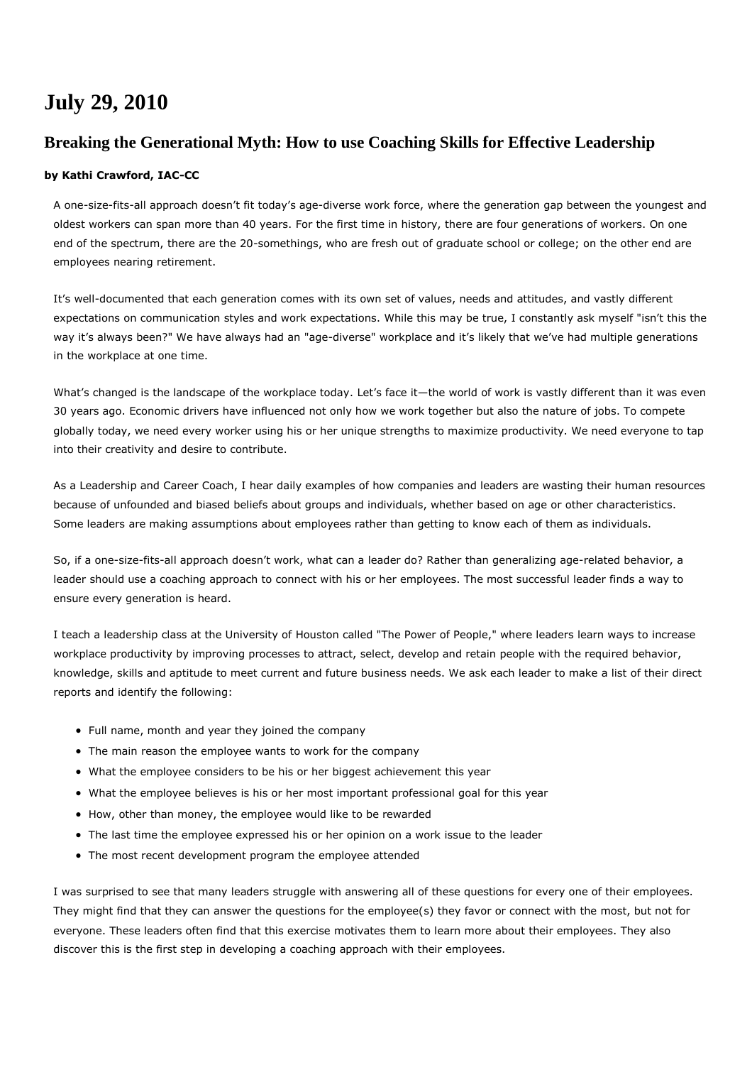# July 29, 2010

## Breaking the Generational Myth: How to use Coaching Skills for Effective Leadership

**by Kathi Crawford, IAC-CC**

A one-size-fits-all approach doesn't fit today's age-diverse work force, where the generation gap between the youngest and oldest workers can span more than 40 years. For the first time in history, there are four generations of workers. On one end of the spectrum, there are the 20-somethings, who are fresh out of graduate school or college; on the other end are employees nearing retirement.

It's well-documented that each generation comes with its own set of values, needs and attitudes, and vastly different expectations on communication styles and work expectations. While this may be true, I constantly ask myself "isn't this the way it's always been?" We have always had an "age-diverse" workplace and it's likely that we've had multiple generations in the workplace at one time.

What's changed is the landscape of the workplace today. Let's face it—the world of work is vastly different than it was even 30 years ago. Economic drivers have influenced not only how we work together but also the nature of jobs. To compete globally today, we need every worker using his or her unique strengths to maximize productivity. We need everyone to tap into their creativity and desire to contribute.

As a Leadership and Career Coach, I hear daily examples of how companies and leaders are wasting their human resources because of unfounded and biased beliefs about groups and individuals, whether based on age or other characteristics. Some leaders are making assumptions about employees rather than getting to know each of them as individuals.

So, if a one-size-fits-all approach doesn't work, what can a leader do? Rather than generalizing age-related behavior, a leader should use a coaching approach to connect with his or her employees. The most successful leader finds a way to ensure every generation is heard.

I teach a leadership class at the University of Houston called "The Power of People," where leaders learn ways to increase workplace productivity by improving processes to attract, select, develop and retain people with the required behavior, knowledge, skills and aptitude to meet current and future business needs. We ask each leader to make a list of their direct reports and identify the following:

- Full name, month and year they joined the company
- The main reason the employee wants to work for the company
- What the employee considers to be his or her biggest achievement this year
- What the employee believes is his or her most important professional goal for this year
- How, other than money, the employee would like to be rewarded
- The last time the employee expressed his or her opinion on a work issue to the leader
- The most recent development program the employee attended

I was surprised to see that many leaders struggle with answering all of these questions for every one of their employees. They might find that they can answer the questions for the employee(s) they favor or connect with the most, but not for everyone. These leaders often find that this exercise motivates them to learn more about their employees. They also discover this is the first step in developing a coaching approach with their employees.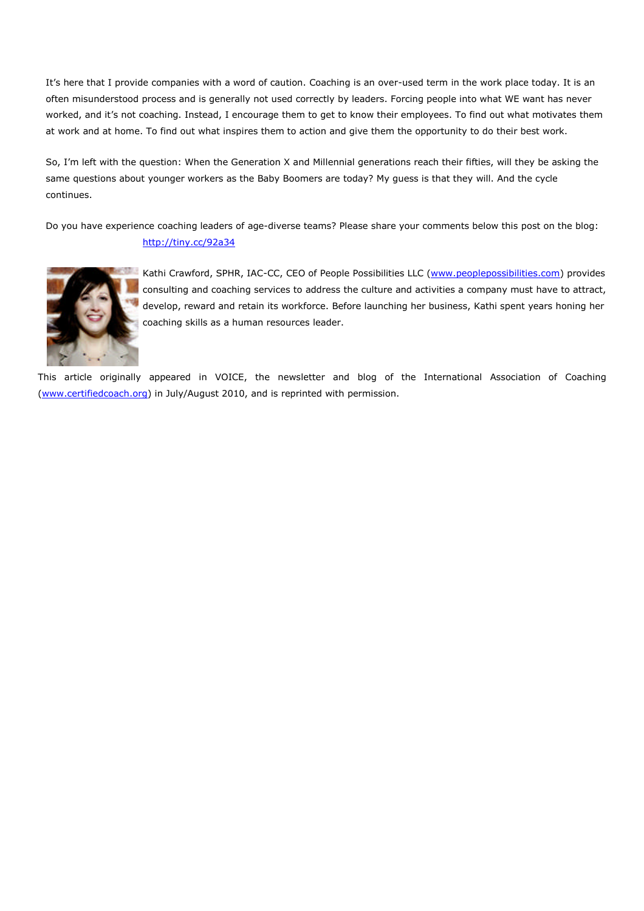It's here that I provide companies with a word of caution. Coaching is an over-used term in the work place today. It is an often misunderstood process and is generally not used correctly by leaders. Forcing people into what WE want has never worked, and it's not coaching. Instead, I encourage them to get to know their employees. To find out what motivates them at work and at home. To find out what inspires them to action and give them the opportunity to do their best work.

So, I'm left with the question: When the Generation X and Millennial generations reach their fifties, will they be asking the same questions about younger workers as the Baby Boomers are today? My guess is that they will. And the cycle continues.

Do you have experience coaching leaders of age-diverse teams? Please share your comments below this post on the blog: http://tiny.cc/92a34

Kathi Crawford, SPHR, IAC-CC, CEO of People Possibilities LLC (www.peoplepossibilities.com) provides consulting and coaching services to address the culture and activities a company must have to attract, develop, reward and retain its workforce. Before launching her business, Kathi spent years honing her coaching skills as a human resources leader.

This article originally appeared in VOICE, the newsletter and blog of the International Association of Coaching (www.certifiedcoach.org) in July/August 2010, and is reprinted with permission.